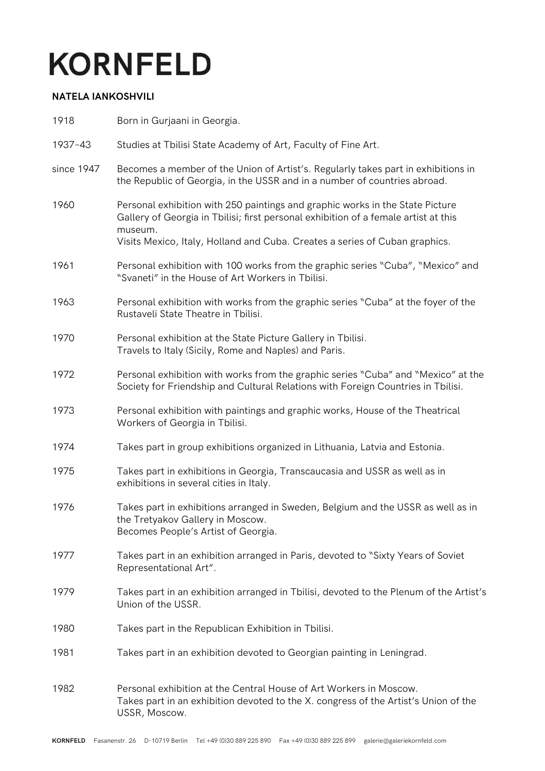# KORNFELD

## NATELA IANKOSHVILI

| | |
|---|---|
| 1918 | Born in Gurjaani in Georgia. |
| 1937–43 | Studies at Tbilisi State Academy of Art, Faculty of Fine Art. |
| since 1947 | Becomes a member of the Union of Artist's. Regularly takes part in exhibitions in the Republic of Georgia, in the USSR and in a number of countries abroad. |
| 1960 | Personal exhibition with 250 paintings and graphic works in the State Picture Gallery of Georgia in Tbilisi; first personal exhibition of a female artist at this museum. Visits Mexico, Italy, Holland and Cuba. Creates a series of Cuban graphics. |
| 1961 | Personal exhibition with 100 works from the graphic series "Cuba", "Mexico" and "Svaneti" in the House of Art Workers in Tbilisi. |
| 1963 | Personal exhibition with works from the graphic series "Cuba" at the foyer of the Rustaveli State Theatre in Tbilisi. |
| 1970 | Personal exhibition at the State Picture Gallery in Tbilisi. Travels to Italy (Sicily, Rome and Naples) and Paris. |
| 1972 | Personal exhibition with works from the graphic series "Cuba" and "Mexico" at the Society for Friendship and Cultural Relations with Foreign Countries in Tbilisi. |
| 1973 | Personal exhibition with paintings and graphic works, House of the Theatrical Workers of Georgia in Tbilisi. |
| 1974 | Takes part in group exhibitions organized in Lithuania, Latvia and Estonia. |
| 1975 | Takes part in exhibitions in Georgia, Transcaucasia and USSR as well as in exhibitions in several cities in Italy. |
| 1976 | Takes part in exhibitions arranged in Sweden, Belgium and the USSR as well as in the Tretyakov Gallery in Moscow. Becomes People's Artist of Georgia. |
| 1977 | Takes part in an exhibition arranged in Paris, devoted to "Sixty Years of Soviet Representational Art". |
| 1979 | Takes part in an exhibition arranged in Tbilisi, devoted to the Plenum of the Artist's Union of the USSR. |
| 1980 | Takes part in the Republican Exhibition in Tbilisi. |
| 1981 | Takes part in an exhibition devoted to Georgian painting in Leningrad. |
| 1982 | Personal exhibition at the Central House of Art Workers in Moscow. Takes part in an exhibition devoted to the X. congress of the Artist's Union of the USSR, Moscow. |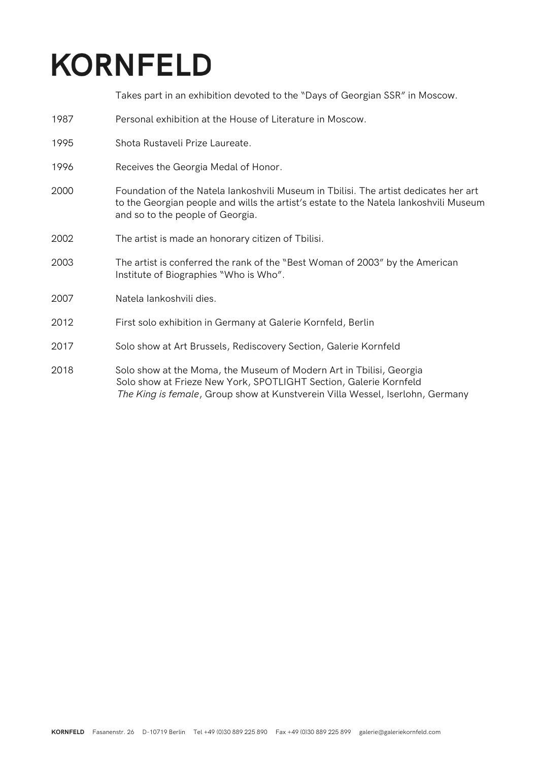| | |
|---|---|
| | Takes part in an exhibition devoted to the "Days of Georgian SSR" in Moscow. |
| 1987 | Personal exhibition at the House of Literature in Moscow. |
| 1995 | Shota Rustaveli Prize Laureate. |
| 1996 | Receives the Georgia Medal of Honor. |
| 2000 | Foundation of the Natela Iankoshvili Museum in Tbilisi. The artist dedicates her art to the Georgian people and wills the artist's estate to the Natela Iankoshvili Museum and so to the people of Georgia. |
| 2002 | The artist is made an honorary citizen of Tbilisi. |
| 2003 | The artist is conferred the rank of the "Best Woman of 2003" by the American Institute of Biographies "Who is Who". |
| 2007 | Natela Iankoshvili dies. |
| 2012 | First solo exhibition in Germany at Galerie Kornfeld, Berlin |
| 2017 | Solo show at Art Brussels, Rediscovery Section, Galerie Kornfeld |
| 2018 | Solo show at the Moma, the Museum of Modern Art in Tbilisi, Georgia<br>Solo show at Frieze New York, SPOTLIGHT Section, Galerie Kornfeld<br>*The King is female*, Group show at Kunstverein Villa Wessel, Iserlohn, Germany |